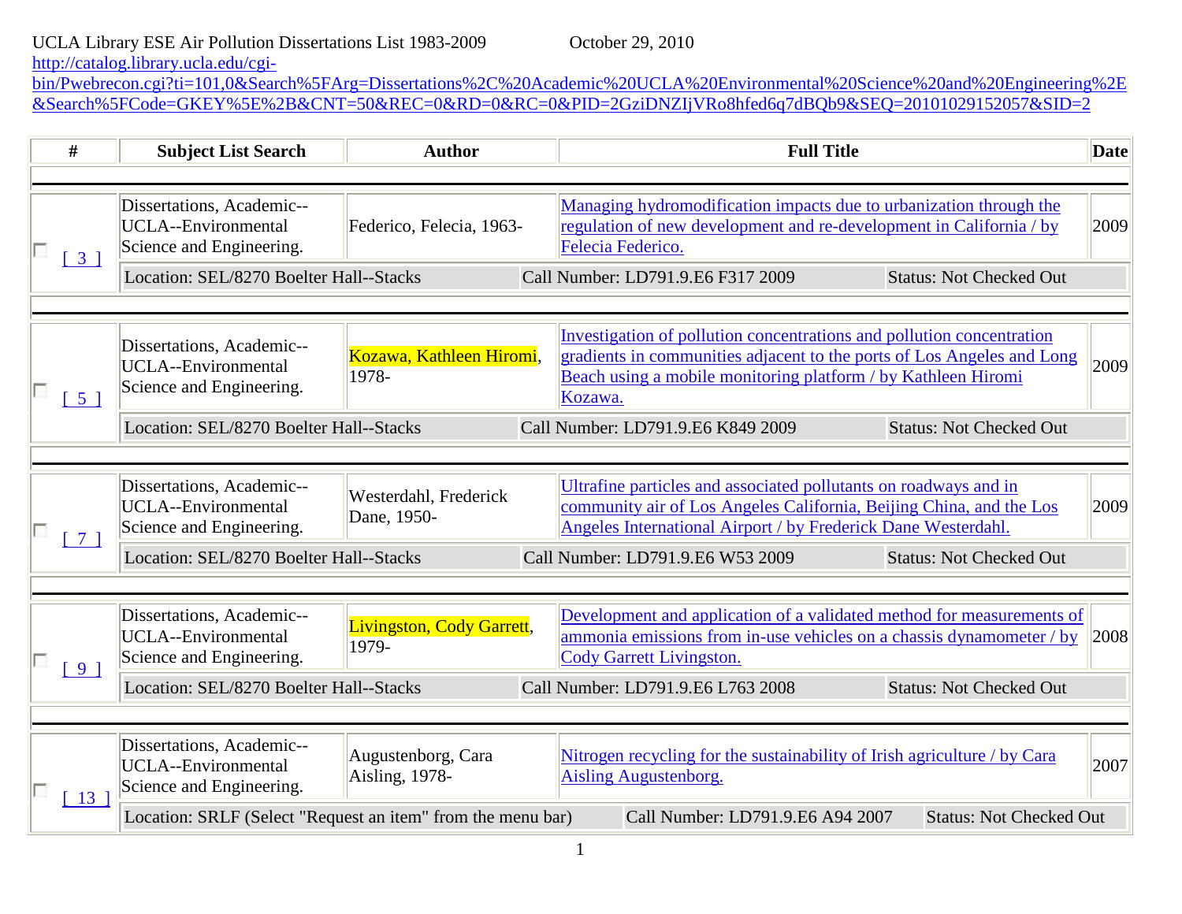UCLA Library ESE Air Pollution Dissertations List 1983-2009 October 29, 2010

http://catalog.library.ucla.edu/cgi-bin/Pwebrecon.cgi?ti=101,0&Search%5FArg=Dissertations%2C%20Academic%20UCLA%20Environmental%20Science%20and%20Engineering%2E&Search%5FCode=GKEY%5E%2B&CNT=50&REC=0&RD=0&RC=0&PID=2GziDNZIjVRo8hfed6q7dBQb9&SEQ=20101029152057&SID=2

| # | Subject List Search | Author | Full Title | Date |
|---|---|---|---|---|
| [ 3 ] | Dissertations, Academic--UCLA--Environmental Science and Engineering. | Federico, Felecia, 1963- | Managing hydromodification impacts due to urbanization through the regulation of new development and re-development in California / by Felecia Federico. | 2009 |
| | Location: SEL/8270 Boelter Hall--Stacks | | Call Number: LD791.9.E6 F317 2009 | Status: Not Checked Out |
| [ 5 ] | Dissertations, Academic--UCLA--Environmental Science and Engineering. | Kozawa, Kathleen Hiromi, 1978- | Investigation of pollution concentrations and pollution concentration gradients in communities adjacent to the ports of Los Angeles and Long Beach using a mobile monitoring platform / by Kathleen Hiromi Kozawa. | 2009 |
| | Location: SEL/8270 Boelter Hall--Stacks | | Call Number: LD791.9.E6 K849 2009 | Status: Not Checked Out |
| [ 7 ] | Dissertations, Academic--UCLA--Environmental Science and Engineering. | Westerdahl, Frederick Dane, 1950- | Ultrafine particles and associated pollutants on roadways and in community air of Los Angeles California, Beijing China, and the Los Angeles International Airport / by Frederick Dane Westerdahl. | 2009 |
| | Location: SEL/8270 Boelter Hall--Stacks | | Call Number: LD791.9.E6 W53 2009 | Status: Not Checked Out |
| [ 9 ] | Dissertations, Academic--UCLA--Environmental Science and Engineering. | Livingston, Cody Garrett, 1979- | Development and application of a validated method for measurements of ammonia emissions from in-use vehicles on a chassis dynamometer / by Cody Garrett Livingston. | 2008 |
| | Location: SEL/8270 Boelter Hall--Stacks | | Call Number: LD791.9.E6 L763 2008 | Status: Not Checked Out |
| [ 13 ] | Dissertations, Academic--UCLA--Environmental Science and Engineering. | Augustenborg, Cara Aisling, 1978- | Nitrogen recycling for the sustainability of Irish agriculture / by Cara Aisling Augustenborg. | 2007 |
| | Location: SRLF (Select "Request an item" from the menu bar) | | Call Number: LD791.9.E6 A94 2007 | Status: Not Checked Out |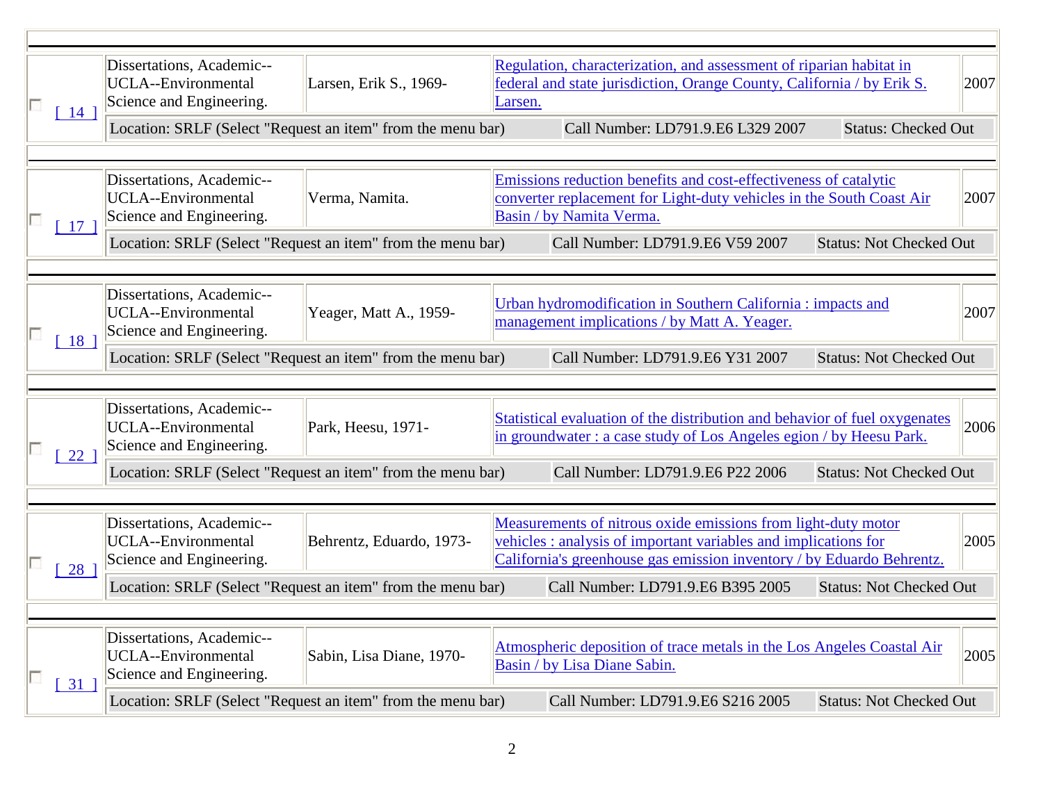| | Subject | Author | Title | Year |
|---|---|---|---|---|
| [ 14 ] | Dissertations, Academic--UCLA--Environmental Science and Engineering. | Larsen, Erik S., 1969- | Regulation, characterization, and assessment of riparian habitat in federal and state jurisdiction, Orange County, California / by Erik S. Larsen. | 2007 |
| | Location: SRLF (Select "Request an item" from the menu bar) | Call Number: LD791.9.E6 L329 2007 | Status: Checked Out | |
| [ 17 ] | Dissertations, Academic--UCLA--Environmental Science and Engineering. | Verma, Namita. | Emissions reduction benefits and cost-effectiveness of catalytic converter replacement for Light-duty vehicles in the South Coast Air Basin / by Namita Verma. | 2007 |
| | Location: SRLF (Select "Request an item" from the menu bar) | Call Number: LD791.9.E6 V59 2007 | Status: Not Checked Out | |
| [ 18 ] | Dissertations, Academic--UCLA--Environmental Science and Engineering. | Yeager, Matt A., 1959- | Urban hydromodification in Southern California : impacts and management implications / by Matt A. Yeager. | 2007 |
| | Location: SRLF (Select "Request an item" from the menu bar) | Call Number: LD791.9.E6 Y31 2007 | Status: Not Checked Out | |
| [ 22 ] | Dissertations, Academic--UCLA--Environmental Science and Engineering. | Park, Heesu, 1971- | Statistical evaluation of the distribution and behavior of fuel oxygenates in groundwater : a case study of Los Angeles egion / by Heesu Park. | 2006 |
| | Location: SRLF (Select "Request an item" from the menu bar) | Call Number: LD791.9.E6 P22 2006 | Status: Not Checked Out | |
| [ 28 ] | Dissertations, Academic--UCLA--Environmental Science and Engineering. | Behrentz, Eduardo, 1973- | Measurements of nitrous oxide emissions from light-duty motor vehicles : analysis of important variables and implications for California's greenhouse gas emission inventory / by Eduardo Behrentz. | 2005 |
| | Location: SRLF (Select "Request an item" from the menu bar) | Call Number: LD791.9.E6 B395 2005 | Status: Not Checked Out | |
| [ 31 ] | Dissertations, Academic--UCLA--Environmental Science and Engineering. | Sabin, Lisa Diane, 1970- | Atmospheric deposition of trace metals in the Los Angeles Coastal Air Basin / by Lisa Diane Sabin. | 2005 |
| | Location: SRLF (Select "Request an item" from the menu bar) | Call Number: LD791.9.E6 S216 2005 | Status: Not Checked Out | |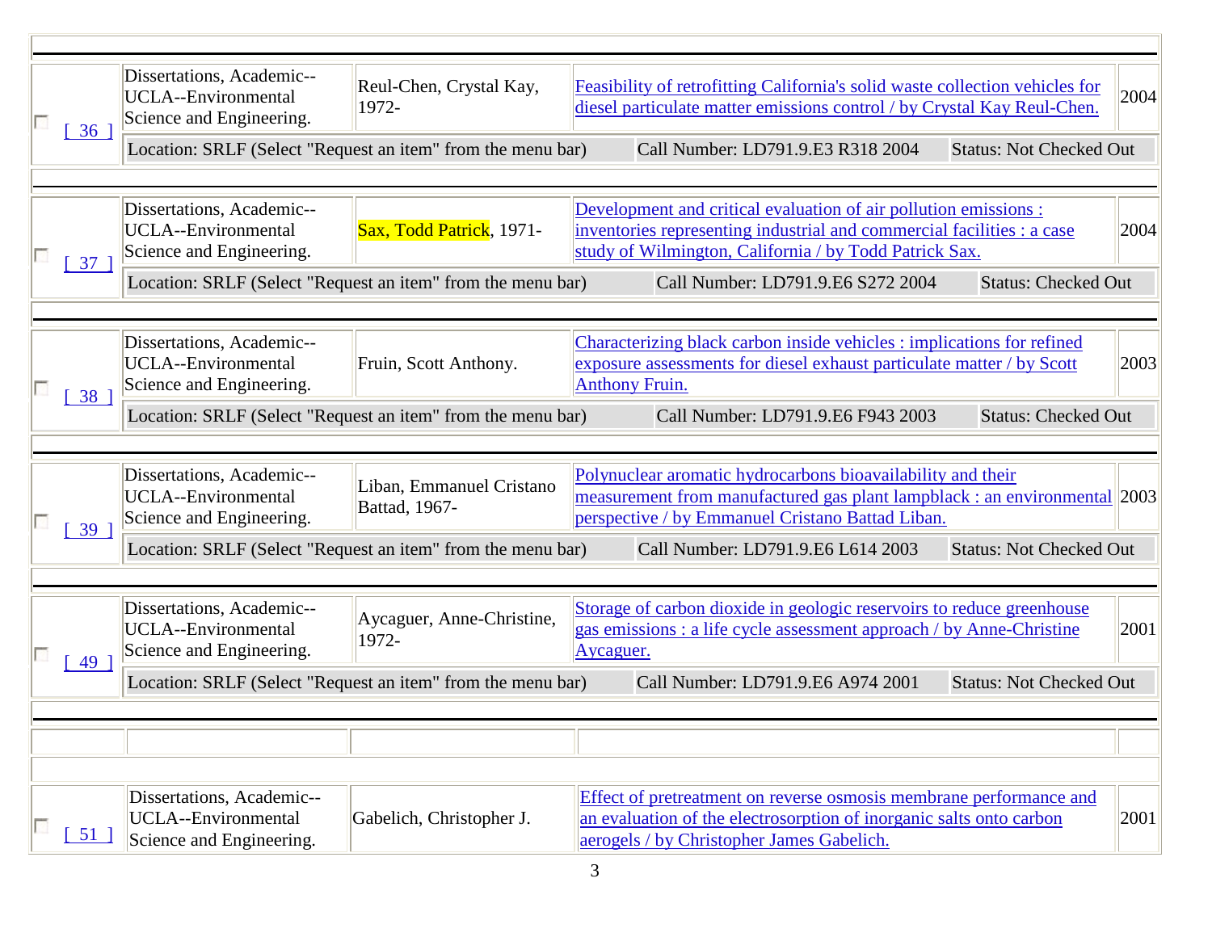| # | Subject | Author | Title | Year |
|---|---|---|---|---|
| [ 36 ] | Dissertations, Academic--UCLA--Environmental Science and Engineering. | Reul-Chen, Crystal Kay, 1972- | Feasibility of retrofitting California's solid waste collection vehicles for diesel particulate matter emissions control / by Crystal Kay Reul-Chen. | 2004 |
| | Location: SRLF (Select "Request an item" from the menu bar) | Call Number: LD791.9.E3 R318 2004 | Status: Not Checked Out | |
| [ 37 ] | Dissertations, Academic--UCLA--Environmental Science and Engineering. | Sax, Todd Patrick, 1971- | Development and critical evaluation of air pollution emissions : inventories representing industrial and commercial facilities : a case study of Wilmington, California / by Todd Patrick Sax. | 2004 |
| | Location: SRLF (Select "Request an item" from the menu bar) | Call Number: LD791.9.E6 S272 2004 | Status: Checked Out | |
| [ 38 ] | Dissertations, Academic--UCLA--Environmental Science and Engineering. | Fruin, Scott Anthony. | Characterizing black carbon inside vehicles : implications for refined exposure assessments for diesel exhaust particulate matter / by Scott Anthony Fruin. | 2003 |
| | Location: SRLF (Select "Request an item" from the menu bar) | Call Number: LD791.9.E6 F943 2003 | Status: Checked Out | |
| [ 39 ] | Dissertations, Academic--UCLA--Environmental Science and Engineering. | Liban, Emmanuel Cristano Battad, 1967- | Polynuclear aromatic hydrocarbons bioavailability and their measurement from manufactured gas plant lampblack : an environmental perspective / by Emmanuel Cristano Battad Liban. | 2003 |
| | Location: SRLF (Select "Request an item" from the menu bar) | Call Number: LD791.9.E6 L614 2003 | Status: Not Checked Out | |
| [ 49 ] | Dissertations, Academic--UCLA--Environmental Science and Engineering. | Aycaguer, Anne-Christine, 1972- | Storage of carbon dioxide in geologic reservoirs to reduce greenhouse gas emissions : a life cycle assessment approach / by Anne-Christine Aycaguer. | 2001 |
| | Location: SRLF (Select "Request an item" from the menu bar) | Call Number: LD791.9.E6 A974 2001 | Status: Not Checked Out | |
| | | | | |
| [ 51 ] | Dissertations, Academic--UCLA--Environmental Science and Engineering. | Gabelich, Christopher J. | Effect of pretreatment on reverse osmosis membrane performance and an evaluation of the electrosorption of inorganic salts onto carbon aerogels / by Christopher James Gabelich. | 2001 |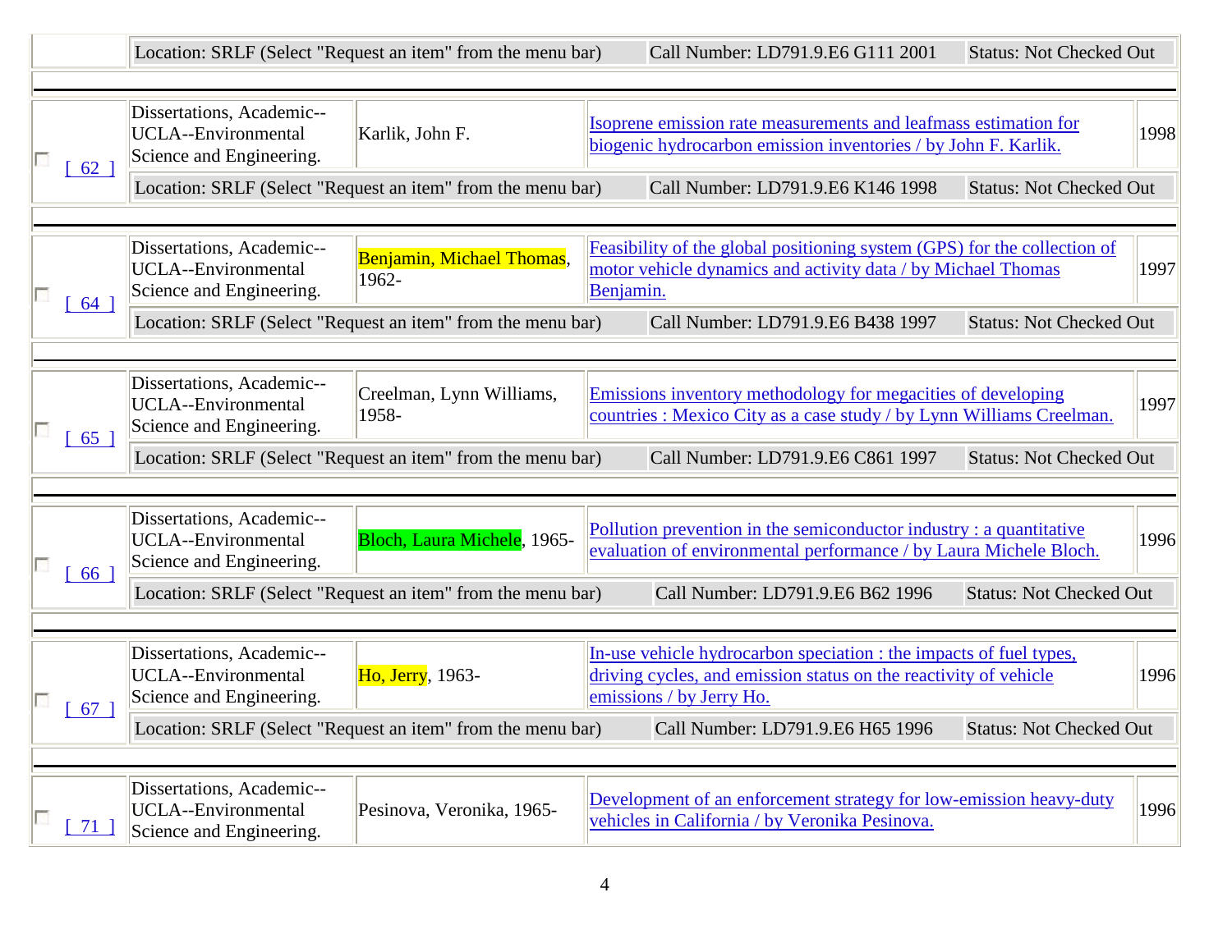| | Location: SRLF (Select "Request an item" from the menu bar) | | Call Number: LD791.9.E6 G111 2001 | Status: Not Checked Out |
|---|---|---|---|---|
| [ 62 ] | Dissertations, Academic--UCLA--Environmental Science and Engineering. | Karlik, John F. | Isoprene emission rate measurements and leafmass estimation for biogenic hydrocarbon emission inventories / by John F. Karlik. | 1998 |
| | Location: SRLF (Select "Request an item" from the menu bar) | | Call Number: LD791.9.E6 K146 1998 | Status: Not Checked Out |
| [ 64 ] | Dissertations, Academic--UCLA--Environmental Science and Engineering. | Benjamin, Michael Thomas, 1962- | Feasibility of the global positioning system (GPS) for the collection of motor vehicle dynamics and activity data / by Michael Thomas Benjamin. | 1997 |
| | Location: SRLF (Select "Request an item" from the menu bar) | | Call Number: LD791.9.E6 B438 1997 | Status: Not Checked Out |
| [ 65 ] | Dissertations, Academic--UCLA--Environmental Science and Engineering. | Creelman, Lynn Williams, 1958- | Emissions inventory methodology for megacities of developing countries : Mexico City as a case study / by Lynn Williams Creelman. | 1997 |
| | Location: SRLF (Select "Request an item" from the menu bar) | | Call Number: LD791.9.E6 C861 1997 | Status: Not Checked Out |
| [ 66 ] | Dissertations, Academic--UCLA--Environmental Science and Engineering. | Bloch, Laura Michele, 1965- | Pollution prevention in the semiconductor industry : a quantitative evaluation of environmental performance / by Laura Michele Bloch. | 1996 |
| | Location: SRLF (Select "Request an item" from the menu bar) | | Call Number: LD791.9.E6 B62 1996 | Status: Not Checked Out |
| [ 67 ] | Dissertations, Academic--UCLA--Environmental Science and Engineering. | Ho, Jerry, 1963- | In-use vehicle hydrocarbon speciation : the impacts of fuel types, driving cycles, and emission status on the reactivity of vehicle emissions / by Jerry Ho. | 1996 |
| | Location: SRLF (Select "Request an item" from the menu bar) | | Call Number: LD791.9.E6 H65 1996 | Status: Not Checked Out |
| [ 71 ] | Dissertations, Academic--UCLA--Environmental Science and Engineering. | Pesinova, Veronika, 1965- | Development of an enforcement strategy for low-emission heavy-duty vehicles in California / by Veronika Pesinova. | 1996 |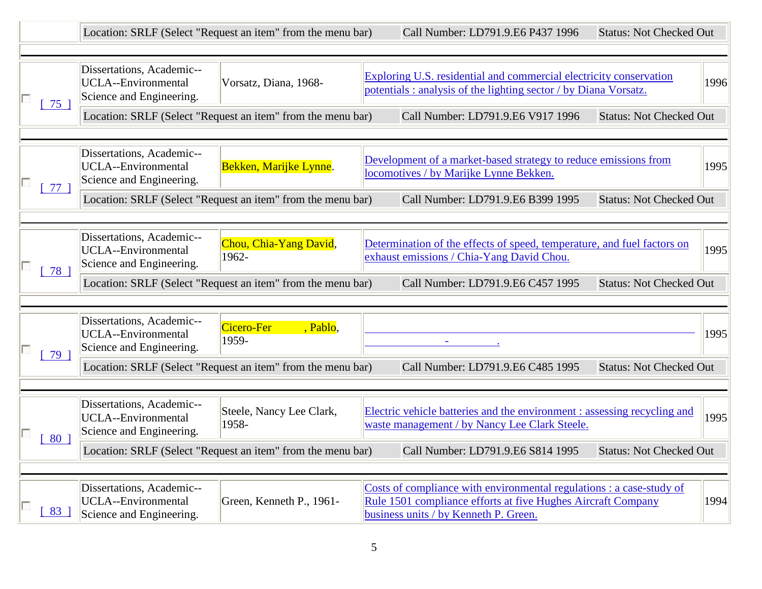| | | | | |
|---|---|---|---|---|
| | Location: SRLF (Select "Request an item" from the menu bar) | Call Number: LD791.9.E6 P437 1996 | Status: Not Checked Out | |
| [ 75 ] | Dissertations, Academic--UCLA--Environmental Science and Engineering. | Vorsatz, Diana, 1968- | Exploring U.S. residential and commercial electricity conservation potentials : analysis of the lighting sector / by Diana Vorsatz. | 1996 |
| | Location: SRLF (Select "Request an item" from the menu bar) | Call Number: LD791.9.E6 V917 1996 | Status: Not Checked Out | |
| [ 77 ] | Dissertations, Academic--UCLA--Environmental Science and Engineering. | Bekken, Marijke Lynne. | Development of a market-based strategy to reduce emissions from locomotives / by Marijke Lynne Bekken. | 1995 |
| | Location: SRLF (Select "Request an item" from the menu bar) | Call Number: LD791.9.E6 B399 1995 | Status: Not Checked Out | |
| [ 78 ] | Dissertations, Academic--UCLA--Environmental Science and Engineering. | Chou, Chia-Yang David, 1962- | Determination of the effects of speed, temperature, and fuel factors on exhaust emissions / Chia-Yang David Chou. | 1995 |
| | Location: SRLF (Select "Request an item" from the menu bar) | Call Number: LD791.9.E6 C457 1995 | Status: Not Checked Out | |
| [ 79 ] | Dissertations, Academic--UCLA--Environmental Science and Engineering. | Cicero-Fer , Pablo, 1959- | - . | 1995 |
| | Location: SRLF (Select "Request an item" from the menu bar) | Call Number: LD791.9.E6 C485 1995 | Status: Not Checked Out | |
| [ 80 ] | Dissertations, Academic--UCLA--Environmental Science and Engineering. | Steele, Nancy Lee Clark, 1958- | Electric vehicle batteries and the environment : assessing recycling and waste management / by Nancy Lee Clark Steele. | 1995 |
| | Location: SRLF (Select "Request an item" from the menu bar) | Call Number: LD791.9.E6 S814 1995 | Status: Not Checked Out | |
| [ 83 ] | Dissertations, Academic--UCLA--Environmental Science and Engineering. | Green, Kenneth P., 1961- | Costs of compliance with environmental regulations : a case-study of Rule 1501 compliance efforts at five Hughes Aircraft Company business units / by Kenneth P. Green. | 1994 |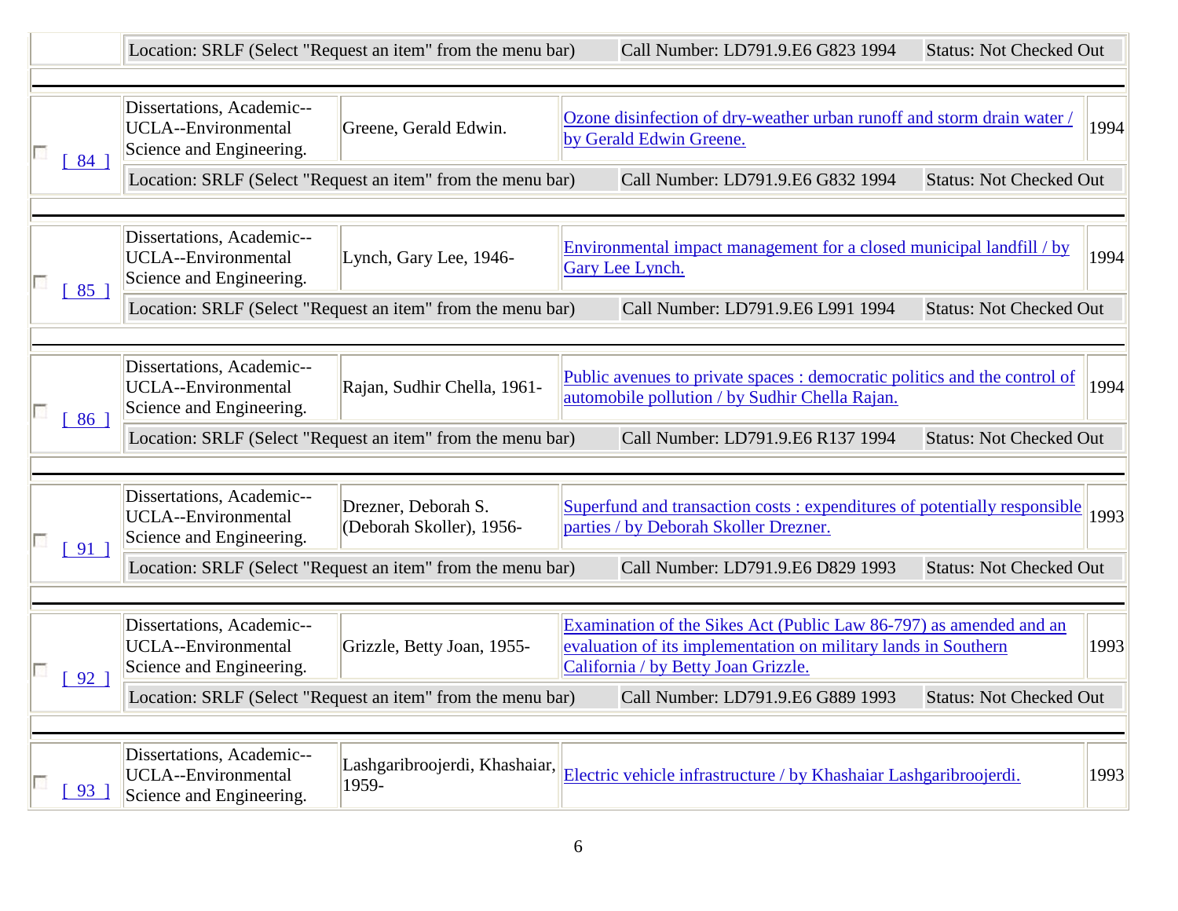| | Location: SRLF (Select "Request an item" from the menu bar) | | Call Number: LD791.9.E6 G823 1994 | Status: Not Checked Out |
|---|---|---|---|---|

---

| [ 84 ] | Dissertations, Academic--UCLA--Environmental Science and Engineering. | Greene, Gerald Edwin. | Ozone disinfection of dry-weather urban runoff and storm drain water / by Gerald Edwin Greene. | 1994 |
|---|---|---|---|---|
| | Location: SRLF (Select "Request an item" from the menu bar) | | Call Number: LD791.9.E6 G832 1994 | Status: Not Checked Out |

---

| [ 85 ] | Dissertations, Academic--UCLA--Environmental Science and Engineering. | Lynch, Gary Lee, 1946- | Environmental impact management for a closed municipal landfill / by Gary Lee Lynch. | 1994 |
|---|---|---|---|---|
| | Location: SRLF (Select "Request an item" from the menu bar) | | Call Number: LD791.9.E6 L991 1994 | Status: Not Checked Out |

---

| [ 86 ] | Dissertations, Academic--UCLA--Environmental Science and Engineering. | Rajan, Sudhir Chella, 1961- | Public avenues to private spaces : democratic politics and the control of automobile pollution / by Sudhir Chella Rajan. | 1994 |
|---|---|---|---|---|
| | Location: SRLF (Select "Request an item" from the menu bar) | | Call Number: LD791.9.E6 R137 1994 | Status: Not Checked Out |

---

| [ 91 ] | Dissertations, Academic--UCLA--Environmental Science and Engineering. | Drezner, Deborah S. (Deborah Skoller), 1956- | Superfund and transaction costs : expenditures of potentially responsible parties / by Deborah Skoller Drezner. | 1993 |
|---|---|---|---|---|
| | Location: SRLF (Select "Request an item" from the menu bar) | | Call Number: LD791.9.E6 D829 1993 | Status: Not Checked Out |

---

| [ 92 ] | Dissertations, Academic--UCLA--Environmental Science and Engineering. | Grizzle, Betty Joan, 1955- | Examination of the Sikes Act (Public Law 86-797) as amended and an evaluation of its implementation on military lands in Southern California / by Betty Joan Grizzle. | 1993 |
|---|---|---|---|---|
| | Location: SRLF (Select "Request an item" from the menu bar) | | Call Number: LD791.9.E6 G889 1993 | Status: Not Checked Out |

---

| [ 93 ] | Dissertations, Academic--UCLA--Environmental Science and Engineering. | Lashgaribroojerdi, Khashaiar, 1959- | Electric vehicle infrastructure / by Khashaiar Lashgaribroojerdi. | 1993 |
|---|---|---|---|---|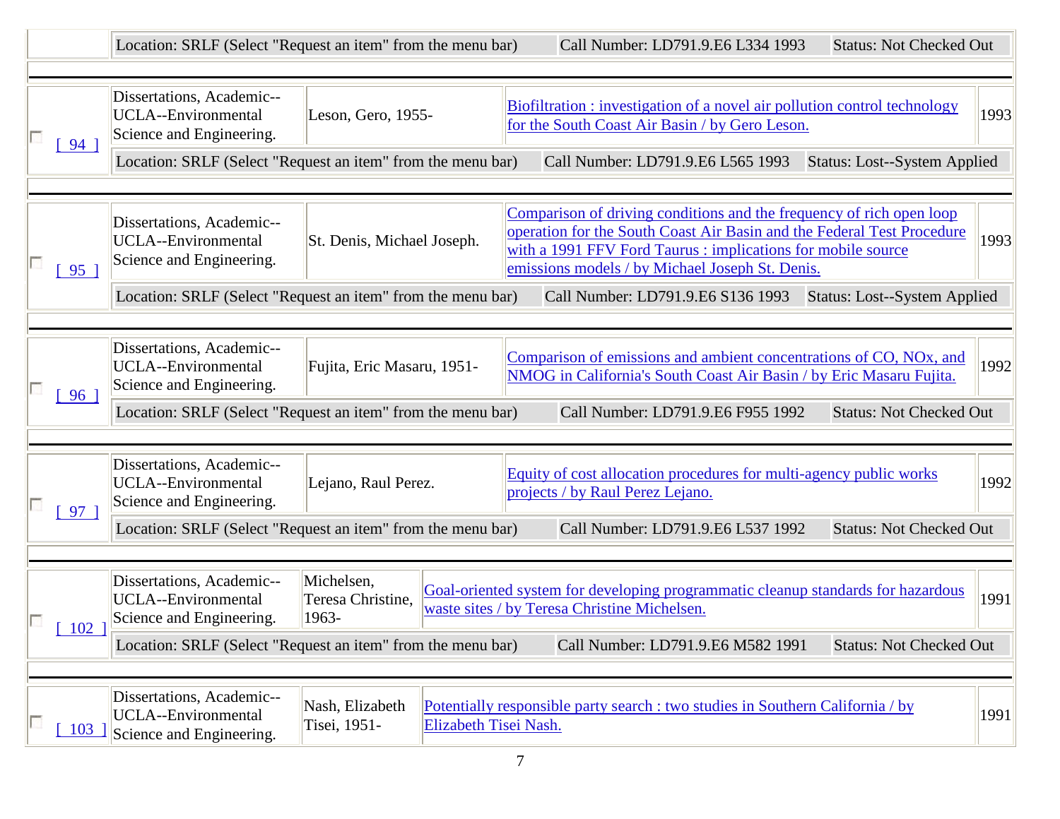| | | | | |
|---|---|---|---|---|
| | Location: SRLF (Select "Request an item" from the menu bar) | Call Number: LD791.9.E6 L334 1993 | Status: Not Checked Out | |
| [ 94 ] | Dissertations, Academic--UCLA--Environmental Science and Engineering. | Leson, Gero, 1955- | Biofiltration : investigation of a novel air pollution control technology for the South Coast Air Basin / by Gero Leson. | 1993 |
| | Location: SRLF (Select "Request an item" from the menu bar) | Call Number: LD791.9.E6 L565 1993 | Status: Lost--System Applied | |
| [ 95 ] | Dissertations, Academic--UCLA--Environmental Science and Engineering. | St. Denis, Michael Joseph. | Comparison of driving conditions and the frequency of rich open loop operation for the South Coast Air Basin and the Federal Test Procedure with a 1991 FFV Ford Taurus : implications for mobile source emissions models / by Michael Joseph St. Denis. | 1993 |
| | Location: SRLF (Select "Request an item" from the menu bar) | Call Number: LD791.9.E6 S136 1993 | Status: Lost--System Applied | |
| [ 96 ] | Dissertations, Academic--UCLA--Environmental Science and Engineering. | Fujita, Eric Masaru, 1951- | Comparison of emissions and ambient concentrations of CO, NOx, and NMOG in California's South Coast Air Basin / by Eric Masaru Fujita. | 1992 |
| | Location: SRLF (Select "Request an item" from the menu bar) | Call Number: LD791.9.E6 F955 1992 | Status: Not Checked Out | |
| [ 97 ] | Dissertations, Academic--UCLA--Environmental Science and Engineering. | Lejano, Raul Perez. | Equity of cost allocation procedures for multi-agency public works projects / by Raul Perez Lejano. | 1992 |
| | Location: SRLF (Select "Request an item" from the menu bar) | Call Number: LD791.9.E6 L537 1992 | Status: Not Checked Out | |
| [ 102 ] | Dissertations, Academic--UCLA--Environmental Science and Engineering. | Michelsen, Teresa Christine, 1963- | Goal-oriented system for developing programmatic cleanup standards for hazardous waste sites / by Teresa Christine Michelsen. | 1991 |
| | Location: SRLF (Select "Request an item" from the menu bar) | Call Number: LD791.9.E6 M582 1991 | Status: Not Checked Out | |
| [ 103 ] | Dissertations, Academic--UCLA--Environmental Science and Engineering. | Nash, Elizabeth Tisei, 1951- | Potentially responsible party search : two studies in Southern California / by Elizabeth Tisei Nash. | 1991 |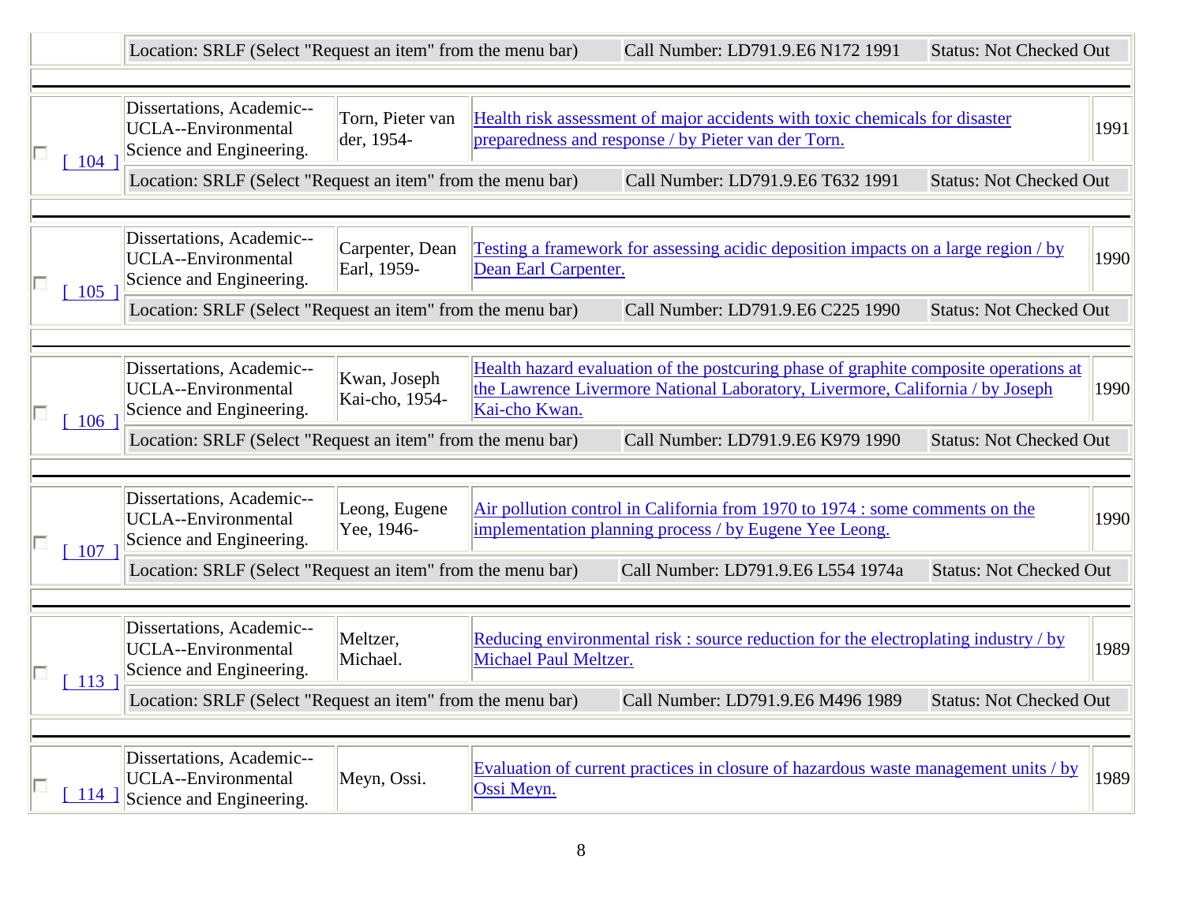| | | | | |
|---|---|---|---|---|
| | Location: SRLF (Select "Request an item" from the menu bar) | Call Number: LD791.9.E6 N172 1991 | Status: Not Checked Out | |
| [ 104 ] | Dissertations, Academic--UCLA--Environmental Science and Engineering. | Torn, Pieter van der, 1954- | Health risk assessment of major accidents with toxic chemicals for disaster preparedness and response / by Pieter van der Torn. | 1991 |
| | Location: SRLF (Select "Request an item" from the menu bar) | Call Number: LD791.9.E6 T632 1991 | Status: Not Checked Out | |
| [ 105 ] | Dissertations, Academic--UCLA--Environmental Science and Engineering. | Carpenter, Dean Earl, 1959- | Testing a framework for assessing acidic deposition impacts on a large region / by Dean Earl Carpenter. | 1990 |
| | Location: SRLF (Select "Request an item" from the menu bar) | Call Number: LD791.9.E6 C225 1990 | Status: Not Checked Out | |
| [ 106 ] | Dissertations, Academic--UCLA--Environmental Science and Engineering. | Kwan, Joseph Kai-cho, 1954- | Health hazard evaluation of the postcuring phase of graphite composite operations at the Lawrence Livermore National Laboratory, Livermore, California / by Joseph Kai-cho Kwan. | 1990 |
| | Location: SRLF (Select "Request an item" from the menu bar) | Call Number: LD791.9.E6 K979 1990 | Status: Not Checked Out | |
| [ 107 ] | Dissertations, Academic--UCLA--Environmental Science and Engineering. | Leong, Eugene Yee, 1946- | Air pollution control in California from 1970 to 1974 : some comments on the implementation planning process / by Eugene Yee Leong. | 1990 |
| | Location: SRLF (Select "Request an item" from the menu bar) | Call Number: LD791.9.E6 L554 1974a | Status: Not Checked Out | |
| [ 113 ] | Dissertations, Academic--UCLA--Environmental Science and Engineering. | Meltzer, Michael. | Reducing environmental risk : source reduction for the electroplating industry / by Michael Paul Meltzer. | 1989 |
| | Location: SRLF (Select "Request an item" from the menu bar) | Call Number: LD791.9.E6 M496 1989 | Status: Not Checked Out | |
| [ 114 ] | Dissertations, Academic--UCLA--Environmental Science and Engineering. | Meyn, Ossi. | Evaluation of current practices in closure of hazardous waste management units / by Ossi Meyn. | 1989 |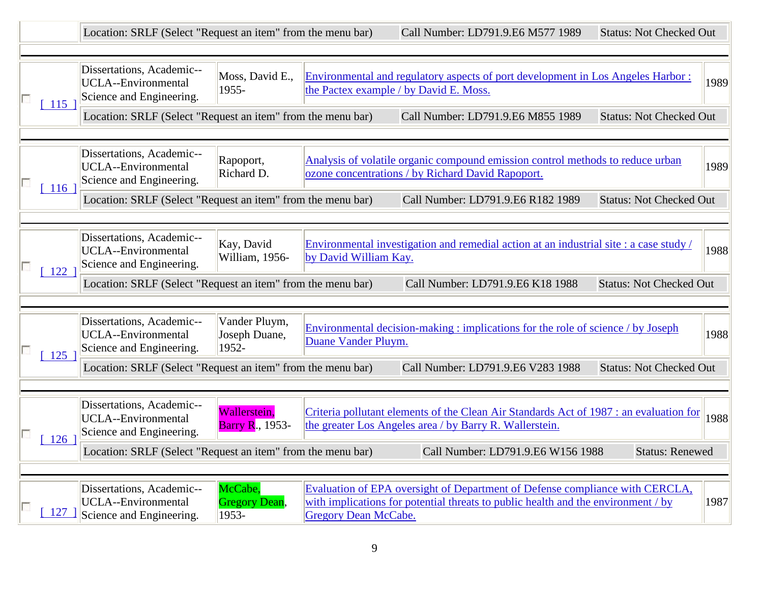| | Location: SRLF (Select "Request an item" from the menu bar) | Call Number: LD791.9.E6 M577 1989 | Status: Not Checked Out |
|---|---|---|---|

---

| | | | | |
|---|---|---|---|---|
| [ 115 ] | Dissertations, Academic--UCLA--Environmental Science and Engineering. | Moss, David E., 1955- | Environmental and regulatory aspects of port development in Los Angeles Harbor : the Pactex example / by David E. Moss. | 1989 |
| | Location: SRLF (Select "Request an item" from the menu bar) | Call Number: LD791.9.E6 M855 1989 | Status: Not Checked Out | |

---

| | | | | |
|---|---|---|---|---|
| [ 116 ] | Dissertations, Academic--UCLA--Environmental Science and Engineering. | Rapoport, Richard D. | Analysis of volatile organic compound emission control methods to reduce urban ozone concentrations / by Richard David Rapoport. | 1989 |
| | Location: SRLF (Select "Request an item" from the menu bar) | Call Number: LD791.9.E6 R182 1989 | Status: Not Checked Out | |

---

| | | | | |
|---|---|---|---|---|
| [ 122 ] | Dissertations, Academic--UCLA--Environmental Science and Engineering. | Kay, David William, 1956- | Environmental investigation and remedial action at an industrial site : a case study / by David William Kay. | 1988 |
| | Location: SRLF (Select "Request an item" from the menu bar) | Call Number: LD791.9.E6 K18 1988 | Status: Not Checked Out | |

---

| | | | | |
|---|---|---|---|---|
| [ 125 ] | Dissertations, Academic--UCLA--Environmental Science and Engineering. | Vander Pluym, Joseph Duane, 1952- | Environmental decision-making : implications for the role of science / by Joseph Duane Vander Pluym. | 1988 |
| | Location: SRLF (Select "Request an item" from the menu bar) | Call Number: LD791.9.E6 V283 1988 | Status: Not Checked Out | |

---

| | | | | |
|---|---|---|---|---|
| [ 126 ] | Dissertations, Academic--UCLA--Environmental Science and Engineering. | Wallerstein, Barry R., 1953- | Criteria pollutant elements of the Clean Air Standards Act of 1987 : an evaluation for the greater Los Angeles area / by Barry R. Wallerstein. | 1988 |
| | Location: SRLF (Select "Request an item" from the menu bar) | Call Number: LD791.9.E6 W156 1988 | Status: Renewed | |

---

| | | | | |
|---|---|---|---|---|
| [ 127 ] | Dissertations, Academic--UCLA--Environmental Science and Engineering. | McCabe, Gregory Dean, 1953- | Evaluation of EPA oversight of Department of Defense compliance with CERCLA, with implications for potential threats to public health and the environment / by Gregory Dean McCabe. | 1987 |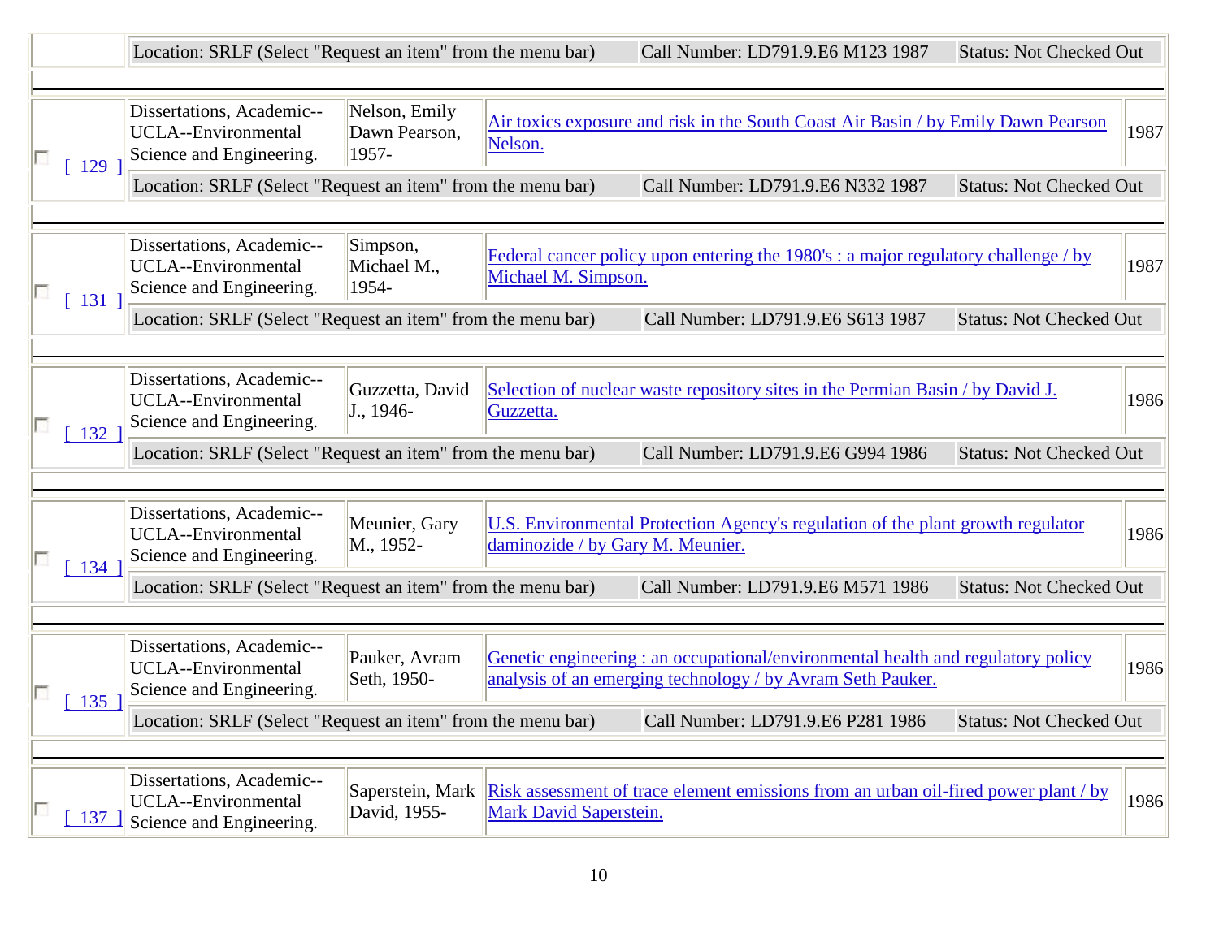| | Location: SRLF (Select "Request an item" from the menu bar) | | Call Number: LD791.9.E6 M123 1987 | Status: Not Checked Out |
|---|---|---|---|---|

| | Subject | Author | Title | Year |
|---|---|---|---|---|
| [ 129 ] | Dissertations, Academic--UCLA--Environmental Science and Engineering. | Nelson, Emily Dawn Pearson, 1957- | Air toxics exposure and risk in the South Coast Air Basin / by Emily Dawn Pearson Nelson. | 1987 |
| | Location: SRLF (Select "Request an item" from the menu bar) | | Call Number: LD791.9.E6 N332 1987 | Status: Not Checked Out |
| [ 131 ] | Dissertations, Academic--UCLA--Environmental Science and Engineering. | Simpson, Michael M., 1954- | Federal cancer policy upon entering the 1980's : a major regulatory challenge / by Michael M. Simpson. | 1987 |
| | Location: SRLF (Select "Request an item" from the menu bar) | | Call Number: LD791.9.E6 S613 1987 | Status: Not Checked Out |
| [ 132 ] | Dissertations, Academic--UCLA--Environmental Science and Engineering. | Guzzetta, David J., 1946- | Selection of nuclear waste repository sites in the Permian Basin / by David J. Guzzetta. | 1986 |
| | Location: SRLF (Select "Request an item" from the menu bar) | | Call Number: LD791.9.E6 G994 1986 | Status: Not Checked Out |
| [ 134 ] | Dissertations, Academic--UCLA--Environmental Science and Engineering. | Meunier, Gary M., 1952- | U.S. Environmental Protection Agency's regulation of the plant growth regulator daminozide / by Gary M. Meunier. | 1986 |
| | Location: SRLF (Select "Request an item" from the menu bar) | | Call Number: LD791.9.E6 M571 1986 | Status: Not Checked Out |
| [ 135 ] | Dissertations, Academic--UCLA--Environmental Science and Engineering. | Pauker, Avram Seth, 1950- | Genetic engineering : an occupational/environmental health and regulatory policy analysis of an emerging technology / by Avram Seth Pauker. | 1986 |
| | Location: SRLF (Select "Request an item" from the menu bar) | | Call Number: LD791.9.E6 P281 1986 | Status: Not Checked Out |
| [ 137 ] | Dissertations, Academic--UCLA--Environmental Science and Engineering. | Saperstein, Mark David, 1955- | Risk assessment of trace element emissions from an urban oil-fired power plant / by Mark David Saperstein. | 1986 |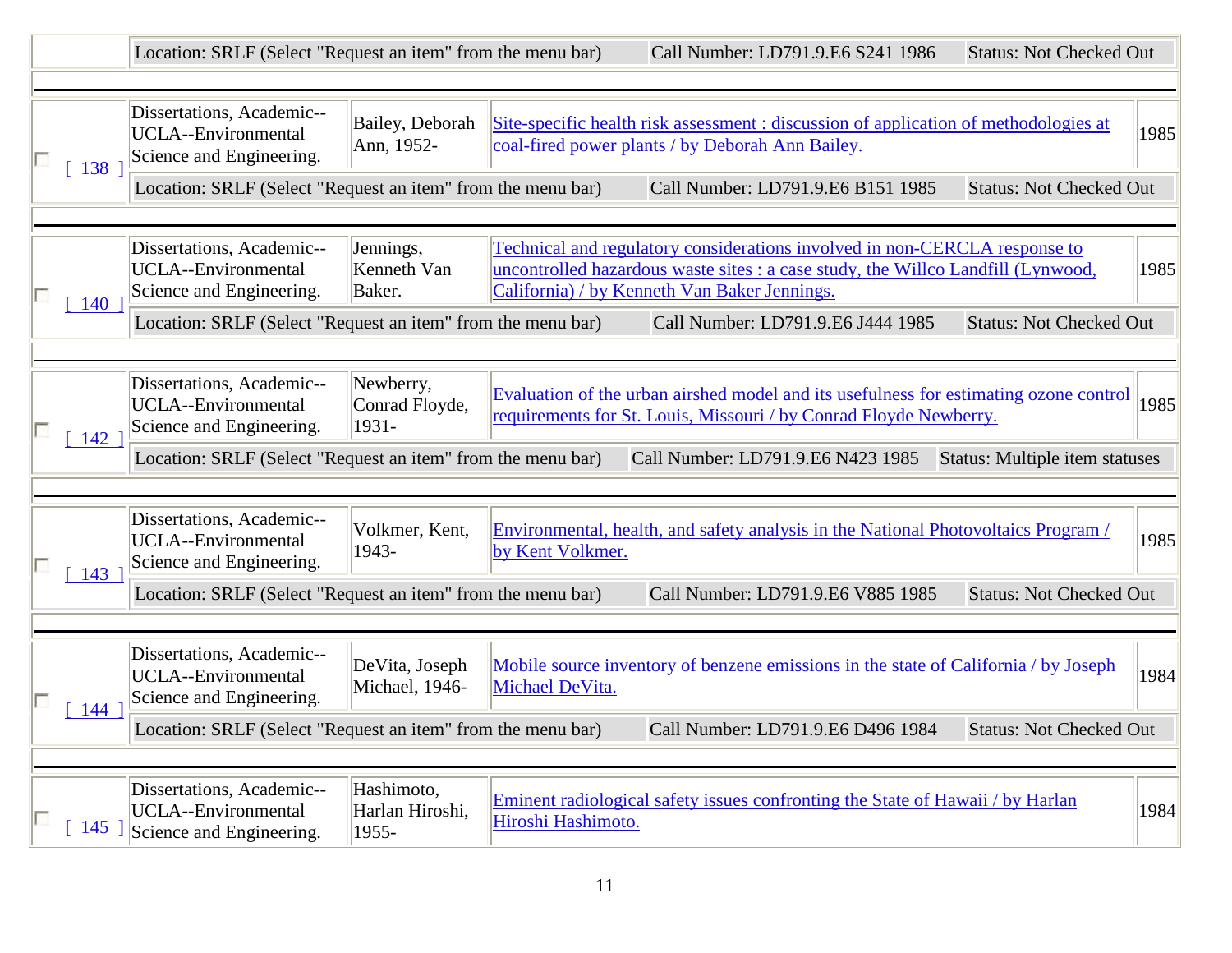| | Location: SRLF (Select "Request an item" from the menu bar) | | Call Number: LD791.9.E6 S241 1986 | Status: Not Checked Out |
|---|---|---|---|---|
| [ 138 ] | Dissertations, Academic--UCLA--Environmental Science and Engineering. | Bailey, Deborah Ann, 1952- | Site-specific health risk assessment : discussion of application of methodologies at coal-fired power plants / by Deborah Ann Bailey. | 1985 |
| | Location: SRLF (Select "Request an item" from the menu bar) | | Call Number: LD791.9.E6 B151 1985 | Status: Not Checked Out |
| [ 140 ] | Dissertations, Academic--UCLA--Environmental Science and Engineering. | Jennings, Kenneth Van Baker. | Technical and regulatory considerations involved in non-CERCLA response to uncontrolled hazardous waste sites : a case study, the Willco Landfill (Lynwood, California) / by Kenneth Van Baker Jennings. | 1985 |
| | Location: SRLF (Select "Request an item" from the menu bar) | | Call Number: LD791.9.E6 J444 1985 | Status: Not Checked Out |
| [ 142 ] | Dissertations, Academic--UCLA--Environmental Science and Engineering. | Newberry, Conrad Floyde, 1931- | Evaluation of the urban airshed model and its usefulness for estimating ozone control requirements for St. Louis, Missouri / by Conrad Floyde Newberry. | 1985 |
| | Location: SRLF (Select "Request an item" from the menu bar) | | Call Number: LD791.9.E6 N423 1985 | Status: Multiple item statuses |
| [ 143 ] | Dissertations, Academic--UCLA--Environmental Science and Engineering. | Volkmer, Kent, 1943- | Environmental, health, and safety analysis in the National Photovoltaics Program / by Kent Volkmer. | 1985 |
| | Location: SRLF (Select "Request an item" from the menu bar) | | Call Number: LD791.9.E6 V885 1985 | Status: Not Checked Out |
| [ 144 ] | Dissertations, Academic--UCLA--Environmental Science and Engineering. | DeVita, Joseph Michael, 1946- | Mobile source inventory of benzene emissions in the state of California / by Joseph Michael DeVita. | 1984 |
| | Location: SRLF (Select "Request an item" from the menu bar) | | Call Number: LD791.9.E6 D496 1984 | Status: Not Checked Out |
| [ 145 ] | Dissertations, Academic--UCLA--Environmental Science and Engineering. | Hashimoto, Harlan Hiroshi, 1955- | Eminent radiological safety issues confronting the State of Hawaii / by Harlan Hiroshi Hashimoto. | 1984 |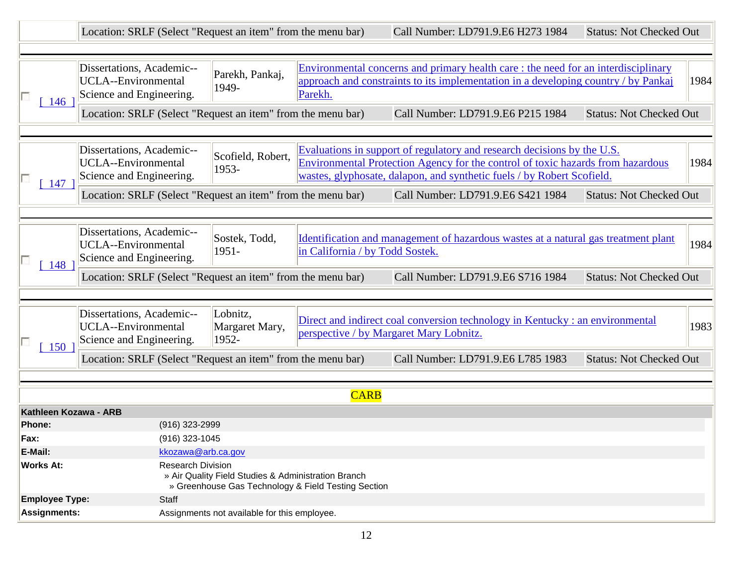| | Location: SRLF (Select "Request an item" from the menu bar) | | Call Number: LD791.9.E6 H273 1984 | Status: Not Checked Out |
|---|---|---|---|---|

---

| | | | | |
|---|---|---|---|---|
| [ 146 ] | Dissertations, Academic--UCLA--Environmental Science and Engineering. | Parekh, Pankaj, 1949- | Environmental concerns and primary health care : the need for an interdisciplinary approach and constraints to its implementation in a developing country / by Pankaj Parekh. | 1984 |
| | Location: SRLF (Select "Request an item" from the menu bar) | | Call Number: LD791.9.E6 P215 1984 | Status: Not Checked Out |

---

| | | | | |
|---|---|---|---|---|
| [ 147 ] | Dissertations, Academic--UCLA--Environmental Science and Engineering. | Scofield, Robert, 1953- | Evaluations in support of regulatory and research decisions by the U.S. Environmental Protection Agency for the control of toxic hazards from hazardous wastes, glyphosate, dalapon, and synthetic fuels / by Robert Scofield. | 1984 |
| | Location: SRLF (Select "Request an item" from the menu bar) | | Call Number: LD791.9.E6 S421 1984 | Status: Not Checked Out |

---

| | | | | |
|---|---|---|---|---|
| [ 148 ] | Dissertations, Academic--UCLA--Environmental Science and Engineering. | Sostek, Todd, 1951- | Identification and management of hazardous wastes at a natural gas treatment plant in California / by Todd Sostek. | 1984 |
| | Location: SRLF (Select "Request an item" from the menu bar) | | Call Number: LD791.9.E6 S716 1984 | Status: Not Checked Out |

---

| | | | | |
|---|---|---|---|---|
| [ 150 ] | Dissertations, Academic--UCLA--Environmental Science and Engineering. | Lobnitz, Margaret Mary, 1952- | Direct and indirect coal conversion technology in Kentucky : an environmental perspective / by Margaret Mary Lobnitz. | 1983 |
| | Location: SRLF (Select "Request an item" from the menu bar) | | Call Number: LD791.9.E6 L785 1983 | Status: Not Checked Out |

---

CARB

| Kathleen Kozawa - ARB | |
|---|---|
| **Phone:** | (916) 323-2999 |
| **Fax:** | (916) 323-1045 |
| **E-Mail:** | kkozawa@arb.ca.gov |
| **Works At:** | Research Division » Air Quality Field Studies & Administration Branch » Greenhouse Gas Technology & Field Testing Section |
| **Employee Type:** | Staff |
| **Assignments:** | Assignments not available for this employee. |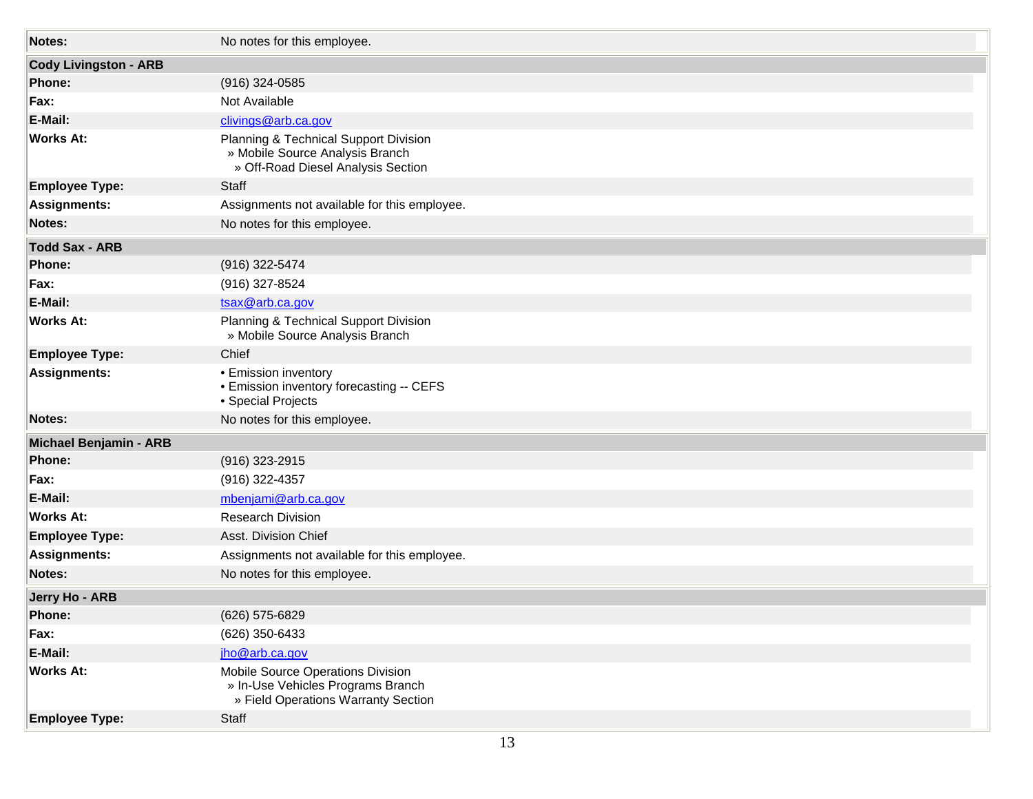| Notes: | No notes for this employee. |
|---|---|

| Cody Livingston - ARB | |
|---|---|
| Phone: | (916) 324-0585 |
| Fax: | Not Available |
| E-Mail: | clivings@arb.ca.gov |
| Works At: | Planning & Technical Support Division<br>» Mobile Source Analysis Branch<br>» Off-Road Diesel Analysis Section |
| Employee Type: | Staff |
| Assignments: | Assignments not available for this employee. |
| Notes: | No notes for this employee. |

| Todd Sax - ARB | |
|---|---|
| Phone: | (916) 322-5474 |
| Fax: | (916) 327-8524 |
| E-Mail: | tsax@arb.ca.gov |
| Works At: | Planning & Technical Support Division<br>» Mobile Source Analysis Branch |
| Employee Type: | Chief |
| Assignments: | • Emission inventory<br>• Emission inventory forecasting -- CEFS<br>• Special Projects |
| Notes: | No notes for this employee. |

| Michael Benjamin - ARB | |
|---|---|
| Phone: | (916) 323-2915 |
| Fax: | (916) 322-4357 |
| E-Mail: | mbenjami@arb.ca.gov |
| Works At: | Research Division |
| Employee Type: | Asst. Division Chief |
| Assignments: | Assignments not available for this employee. |
| Notes: | No notes for this employee. |

| Jerry Ho - ARB | |
|---|---|
| Phone: | (626) 575-6829 |
| Fax: | (626) 350-6433 |
| E-Mail: | jho@arb.ca.gov |
| Works At: | Mobile Source Operations Division<br>» In-Use Vehicles Programs Branch<br>» Field Operations Warranty Section |
| Employee Type: | Staff |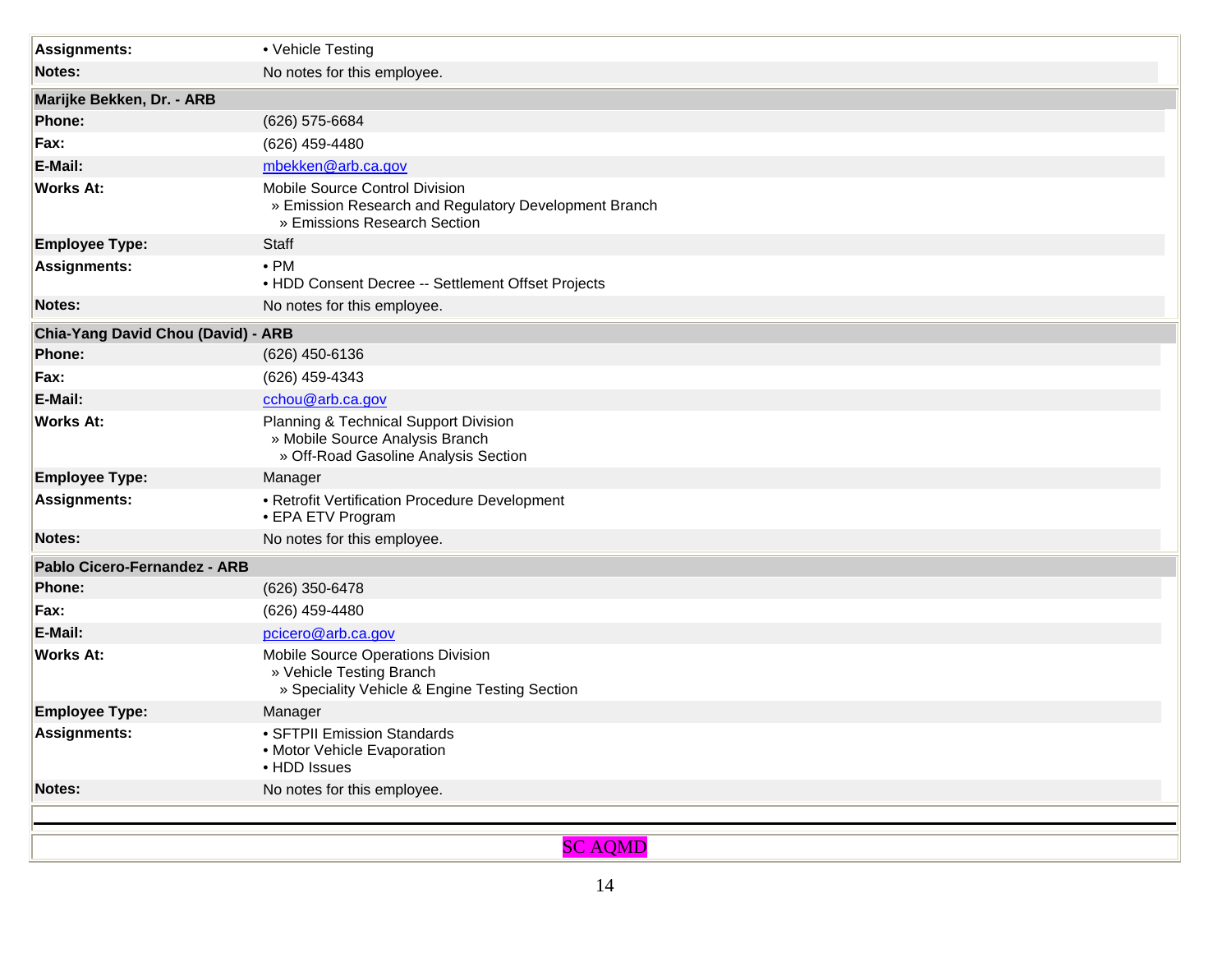| | |
|---|---|
| **Assignments:** | • Vehicle Testing |
| **Notes:** | No notes for this employee. |

| **Marijke Bekken, Dr. - ARB** | |
|---|---|
| **Phone:** | (626) 575-6684 |
| **Fax:** | (626) 459-4480 |
| **E-Mail:** | mbekken@arb.ca.gov |
| **Works At:** | Mobile Source Control Division<br>» Emission Research and Regulatory Development Branch<br>» Emissions Research Section |
| **Employee Type:** | Staff |
| **Assignments:** | • PM<br>• HDD Consent Decree -- Settlement Offset Projects |
| **Notes:** | No notes for this employee. |

| **Chia-Yang David Chou (David) - ARB** | |
|---|---|
| **Phone:** | (626) 450-6136 |
| **Fax:** | (626) 459-4343 |
| **E-Mail:** | cchou@arb.ca.gov |
| **Works At:** | Planning & Technical Support Division<br>» Mobile Source Analysis Branch<br>» Off-Road Gasoline Analysis Section |
| **Employee Type:** | Manager |
| **Assignments:** | • Retrofit Verification Procedure Development<br>• EPA ETV Program |
| **Notes:** | No notes for this employee. |

| **Pablo Cicero-Fernandez - ARB** | |
|---|---|
| **Phone:** | (626) 350-6478 |
| **Fax:** | (626) 459-4480 |
| **E-Mail:** | pcicero@arb.ca.gov |
| **Works At:** | Mobile Source Operations Division<br>» Vehicle Testing Branch<br>» Speciality Vehicle & Engine Testing Section |
| **Employee Type:** | Manager |
| **Assignments:** | • SFTPII Emission Standards<br>• Motor Vehicle Evaporation<br>• HDD Issues |
| **Notes:** | No notes for this employee. |

---

SC AQMD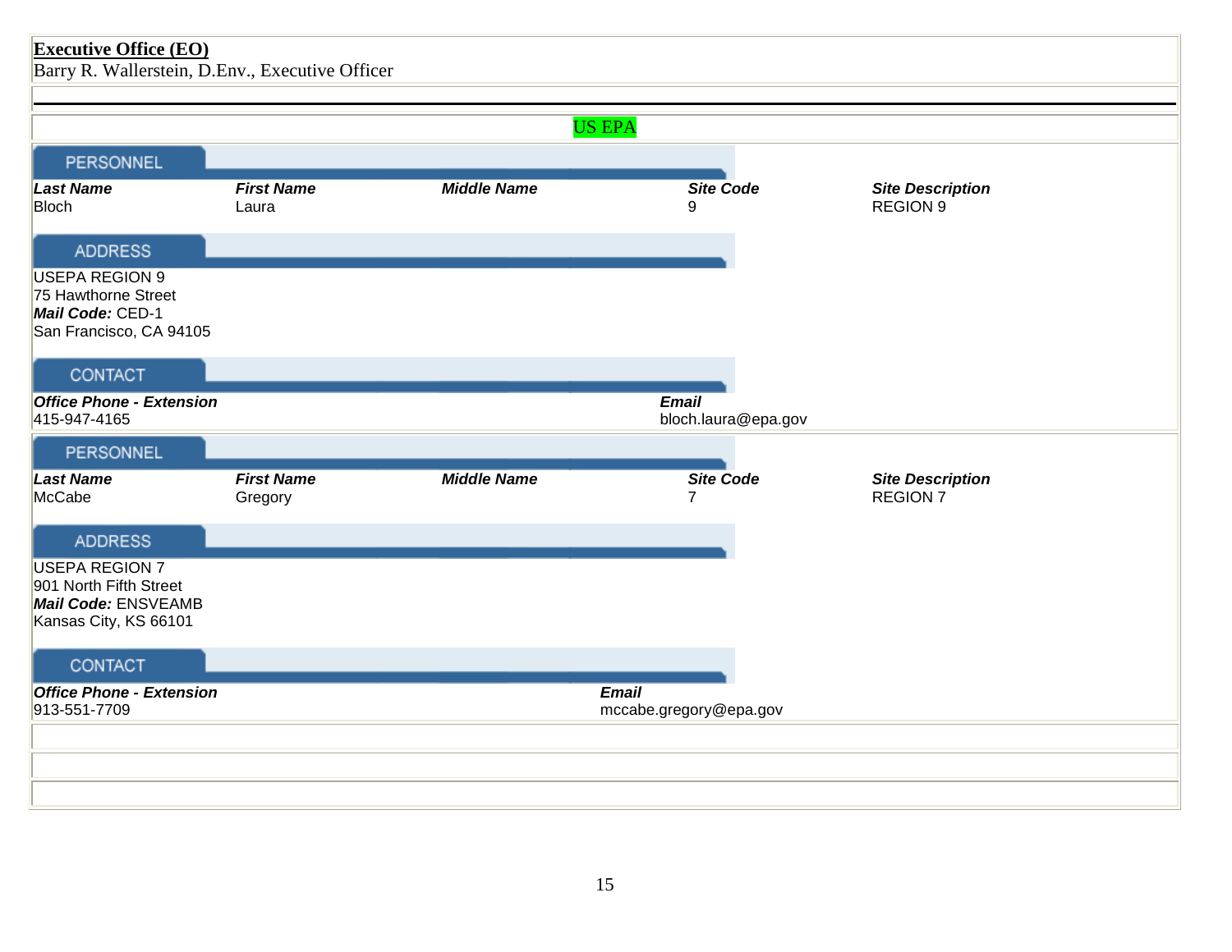**Executive Office (EO)**
Barry R. Wallerstein, D.Env., Executive Officer

US EPA

PERSONNEL

| *Last Name* | *First Name* | *Middle Name* | *Site Code* | *Site Description* |
|---|---|---|---|---|
| Bloch | Laura | | 9 | REGION 9 |

ADDRESS

USEPA REGION 9
75 Hawthorne Street
***Mail Code:*** CED-1
San Francisco, CA 94105

CONTACT

| *Office Phone - Extension* | *Email* |
|---|---|
| 415-947-4165 | bloch.laura@epa.gov |

PERSONNEL

| *Last Name* | *First Name* | *Middle Name* | *Site Code* | *Site Description* |
|---|---|---|---|---|
| McCabe | Gregory | | 7 | REGION 7 |

ADDRESS

USEPA REGION 7
901 North Fifth Street
***Mail Code:*** ENSVEAMB
Kansas City, KS 66101

CONTACT

| *Office Phone - Extension* | *Email* |
|---|---|
| 913-551-7709 | mccabe.gregory@epa.gov |